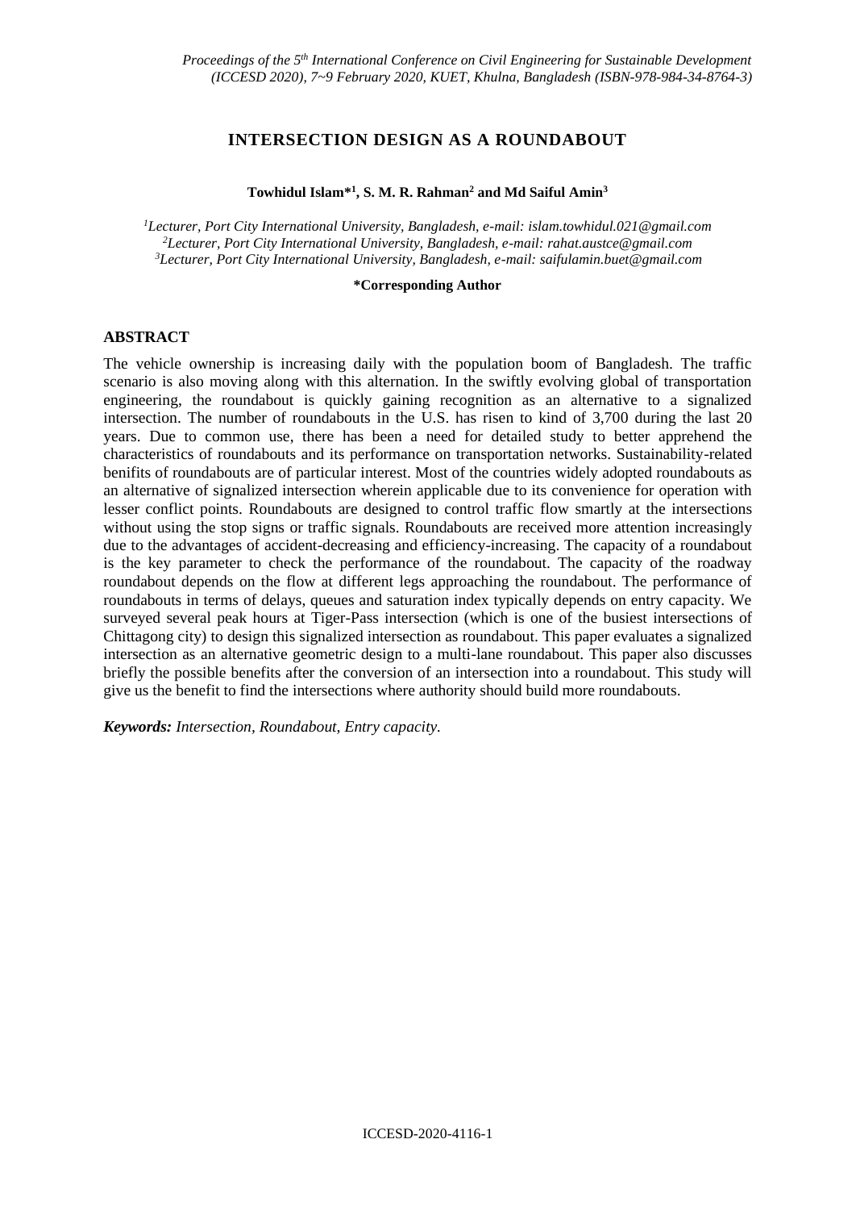# INTERSECTION DESIGN AS A ROUNDABOUT

**Towhidul Islam*[1], S. M. R. Rahman[2] and Md Saiful Amin[3]**

*[1]Lecturer, Port City International University, Bangladesh, e-mail: islam.towhidul.021@gmail.com*
*[2]Lecturer, Port City International University, Bangladesh, e-mail: rahat.austce@gmail.com*
*[3]Lecturer, Port City International University, Bangladesh, e-mail: saifulamin.buet@gmail.com*

**\*Corresponding Author**

## ABSTRACT

The vehicle ownership is increasing daily with the population boom of Bangladesh. The traffic scenario is also moving along with this alternation. In the swiftly evolving global of transportation engineering, the roundabout is quickly gaining recognition as an alternative to a signalized intersection. The number of roundabouts in the U.S. has risen to kind of 3,700 during the last 20 years. Due to common use, there has been a need for detailed study to better apprehend the characteristics of roundabouts and its performance on transportation networks. Sustainability-related benifits of roundabouts are of particular interest. Most of the countries widely adopted roundabouts as an alternative of signalized intersection wherein applicable due to its convenience for operation with lesser conflict points. Roundabouts are designed to control traffic flow smartly at the intersections without using the stop signs or traffic signals. Roundabouts are received more attention increasingly due to the advantages of accident-decreasing and efficiency-increasing. The capacity of a roundabout is the key parameter to check the performance of the roundabout. The capacity of the roadway roundabout depends on the flow at different legs approaching the roundabout. The performance of roundabouts in terms of delays, queues and saturation index typically depends on entry capacity. We surveyed several peak hours at Tiger-Pass intersection (which is one of the busiest intersections of Chittagong city) to design this signalized intersection as roundabout. This paper evaluates a signalized intersection as an alternative geometric design to a multi-lane roundabout. This paper also discusses briefly the possible benefits after the conversion of an intersection into a roundabout. This study will give us the benefit to find the intersections where authority should build more roundabouts.

***Keywords:*** *Intersection, Roundabout, Entry capacity.*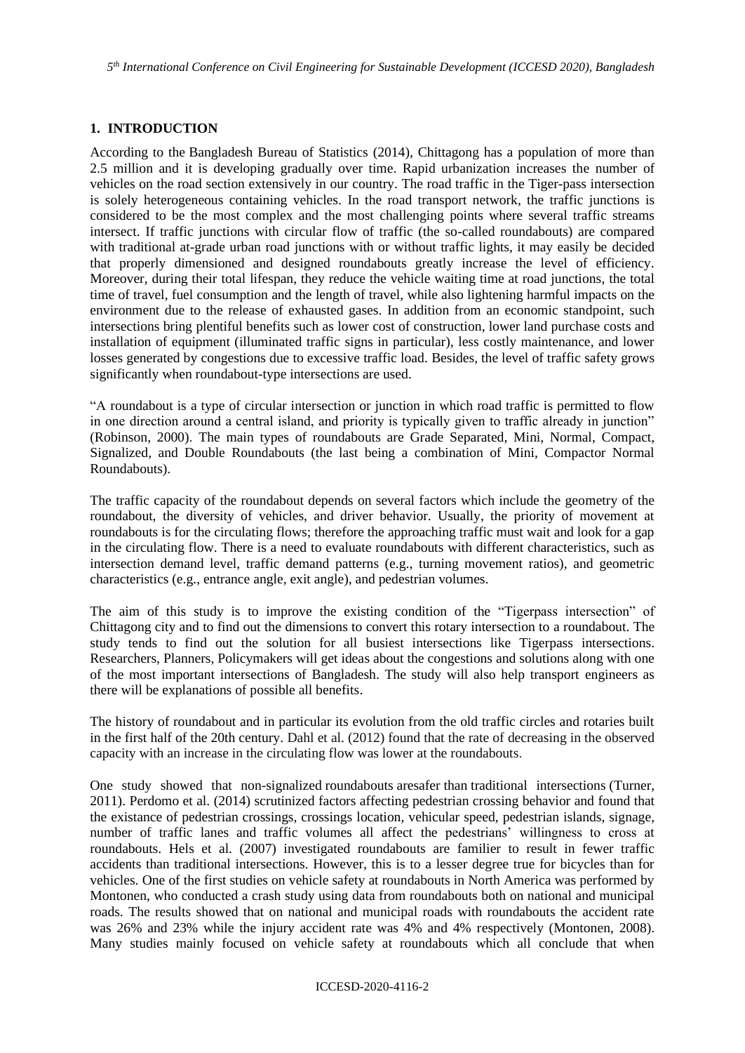## 1. INTRODUCTION

According to the Bangladesh Bureau of Statistics (2014), Chittagong has a population of more than 2.5 million and it is developing gradually over time. Rapid urbanization increases the number of vehicles on the road section extensively in our country. The road traffic in the Tiger-pass intersection is solely heterogeneous containing vehicles. In the road transport network, the traffic junctions is considered to be the most complex and the most challenging points where several traffic streams intersect. If traffic junctions with circular flow of traffic (the so-called roundabouts) are compared with traditional at-grade urban road junctions with or without traffic lights, it may easily be decided that properly dimensioned and designed roundabouts greatly increase the level of efficiency. Moreover, during their total lifespan, they reduce the vehicle waiting time at road junctions, the total time of travel, fuel consumption and the length of travel, while also lightening harmful impacts on the environment due to the release of exhausted gases. In addition from an economic standpoint, such intersections bring plentiful benefits such as lower cost of construction, lower land purchase costs and installation of equipment (illuminated traffic signs in particular), less costly maintenance, and lower losses generated by congestions due to excessive traffic load. Besides, the level of traffic safety grows significantly when roundabout-type intersections are used.

"A roundabout is a type of circular intersection or junction in which road traffic is permitted to flow in one direction around a central island, and priority is typically given to traffic already in junction" (Robinson, 2000). The main types of roundabouts are Grade Separated, Mini, Normal, Compact, Signalized, and Double Roundabouts (the last being a combination of Mini, Compactor Normal Roundabouts).

The traffic capacity of the roundabout depends on several factors which include the geometry of the roundabout, the diversity of vehicles, and driver behavior. Usually, the priority of movement at roundabouts is for the circulating flows; therefore the approaching traffic must wait and look for a gap in the circulating flow. There is a need to evaluate roundabouts with different characteristics, such as intersection demand level, traffic demand patterns (e.g., turning movement ratios), and geometric characteristics (e.g., entrance angle, exit angle), and pedestrian volumes.

The aim of this study is to improve the existing condition of the "Tigerpass intersection" of Chittagong city and to find out the dimensions to convert this rotary intersection to a roundabout. The study tends to find out the solution for all busiest intersections like Tigerpass intersections. Researchers, Planners, Policymakers will get ideas about the congestions and solutions along with one of the most important intersections of Bangladesh. The study will also help transport engineers as there will be explanations of possible all benefits.

The history of roundabout and in particular its evolution from the old traffic circles and rotaries built in the first half of the 20th century. Dahl et al. (2012) found that the rate of decreasing in the observed capacity with an increase in the circulating flow was lower at the roundabouts.

One study showed that non-signalized roundabouts aresafer than traditional intersections (Turner, 2011). Perdomo et al. (2014) scrutinized factors affecting pedestrian crossing behavior and found that the existance of pedestrian crossings, crossings location, vehicular speed, pedestrian islands, signage, number of traffic lanes and traffic volumes all affect the pedestrians' willingness to cross at roundabouts. Hels et al. (2007) investigated roundabouts are familier to result in fewer traffic accidents than traditional intersections. However, this is to a lesser degree true for bicycles than for vehicles. One of the first studies on vehicle safety at roundabouts in North America was performed by Montonen, who conducted a crash study using data from roundabouts both on national and municipal roads. The results showed that on national and municipal roads with roundabouts the accident rate was 26% and 23% while the injury accident rate was 4% and 4% respectively (Montonen, 2008). Many studies mainly focused on vehicle safety at roundabouts which all conclude that when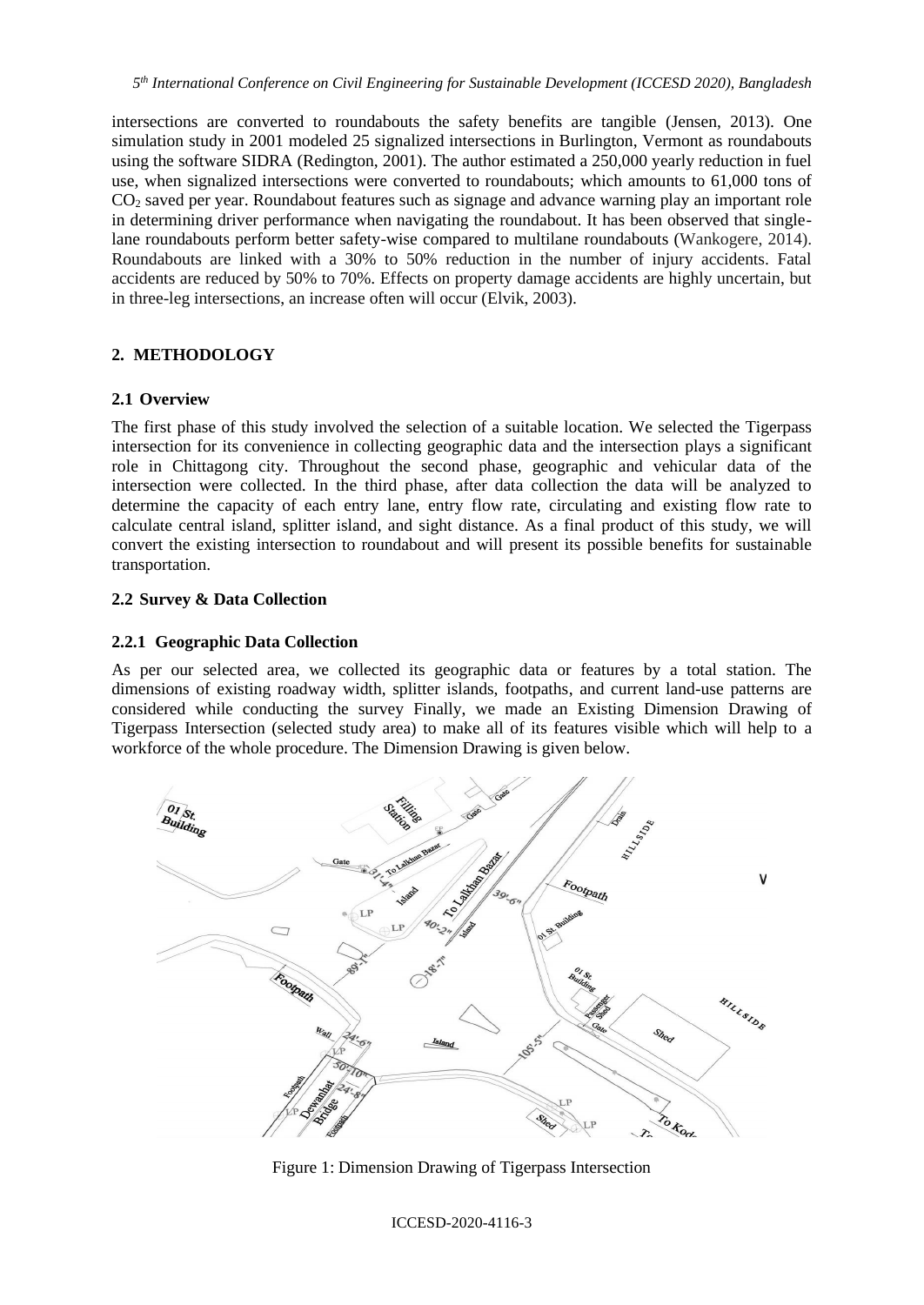intersections are converted to roundabouts the safety benefits are tangible (Jensen, 2013). One simulation study in 2001 modeled 25 signalized intersections in Burlington, Vermont as roundabouts using the software SIDRA (Redington, 2001). The author estimated a 250,000 yearly reduction in fuel use, when signalized intersections were converted to roundabouts; which amounts to 61,000 tons of $CO_2$ saved per year. Roundabout features such as signage and advance warning play an important role in determining driver performance when navigating the roundabout. It has been observed that single-lane roundabouts perform better safety-wise compared to multilane roundabouts (Wankogere, 2014). Roundabouts are linked with a 30% to 50% reduction in the number of injury accidents. Fatal accidents are reduced by 50% to 70%. Effects on property damage accidents are highly uncertain, but in three-leg intersections, an increase often will occur (Elvik, 2003).

## 2. METHODOLOGY

### 2.1 Overview

The first phase of this study involved the selection of a suitable location. We selected the Tigerpass intersection for its convenience in collecting geographic data and the intersection plays a significant role in Chittagong city. Throughout the second phase, geographic and vehicular data of the intersection were collected. In the third phase, after data collection the data will be analyzed to determine the capacity of each entry lane, entry flow rate, circulating and existing flow rate to calculate central island, splitter island, and sight distance. As a final product of this study, we will convert the existing intersection to roundabout and will present its possible benefits for sustainable transportation.

### 2.2 Survey & Data Collection

#### 2.2.1 Geographic Data Collection

As per our selected area, we collected its geographic data or features by a total station. The dimensions of existing roadway width, splitter islands, footpaths, and current land-use patterns are considered while conducting the survey Finally, we made an Existing Dimension Drawing of Tigerpass Intersection (selected study area) to make all of its features visible which will help to a workforce of the whole procedure. The Dimension Drawing is given below.

Figure 1: Dimension Drawing of Tigerpass Intersection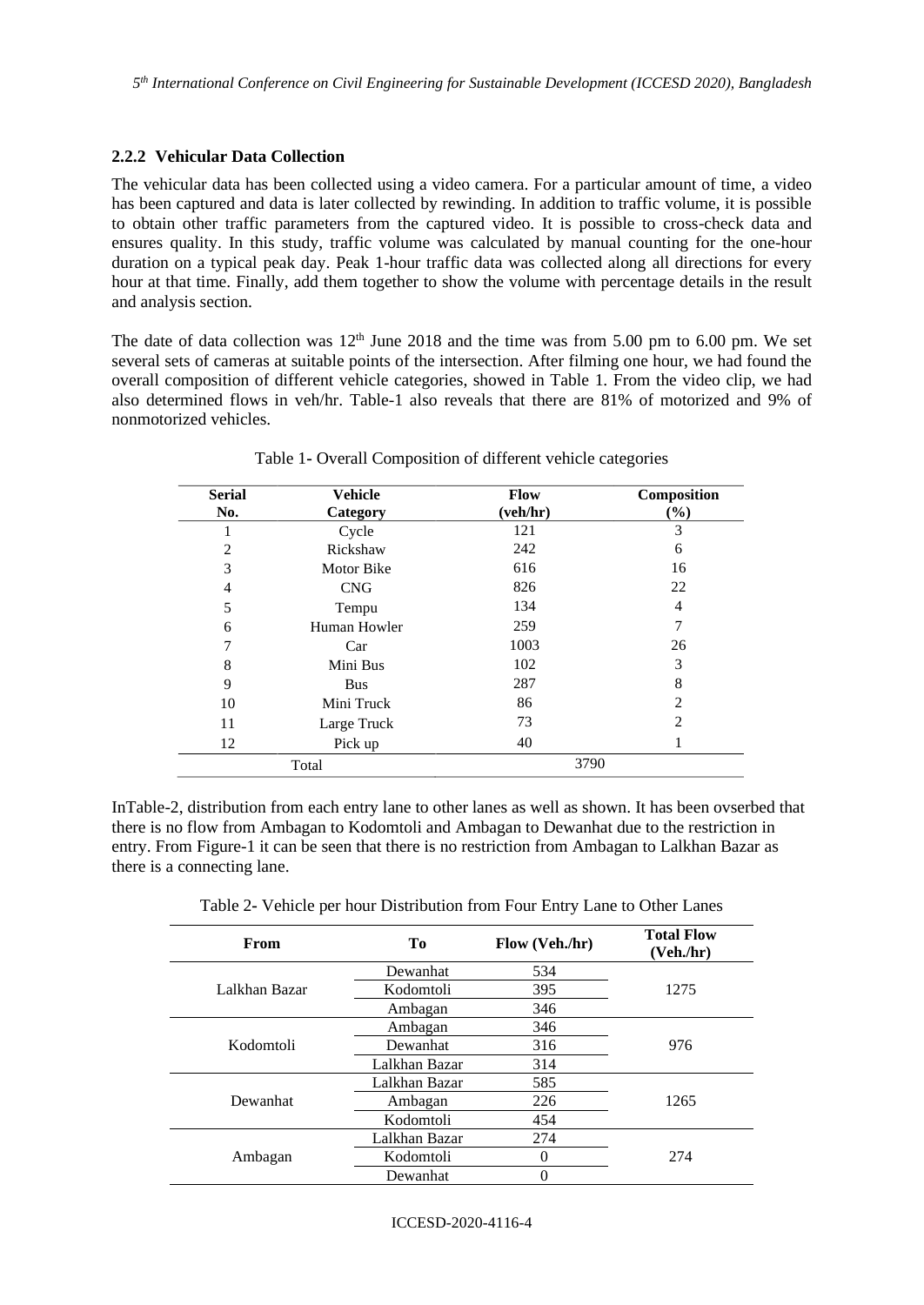### 2.2.2 Vehicular Data Collection

The vehicular data has been collected using a video camera. For a particular amount of time, a video has been captured and data is later collected by rewinding. In addition to traffic volume, it is possible to obtain other traffic parameters from the captured video. It is possible to cross-check data and ensures quality. In this study, traffic volume was calculated by manual counting for the one-hour duration on a typical peak day. Peak 1-hour traffic data was collected along all directions for every hour at that time. Finally, add them together to show the volume with percentage details in the result and analysis section.

The date of data collection was 12th June 2018 and the time was from 5.00 pm to 6.00 pm. We set several sets of cameras at suitable points of the intersection. After filming one hour, we had found the overall composition of different vehicle categories, showed in Table 1. From the video clip, we had also determined flows in veh/hr. Table-1 also reveals that there are 81% of motorized and 9% of nonmotorized vehicles.

Table 1- Overall Composition of different vehicle categories

| Serial No. | Vehicle Category | Flow (veh/hr) | Composition (%) |
|---|---|---|---|
| 1 | Cycle | 121 | 3 |
| 2 | Rickshaw | 242 | 6 |
| 3 | Motor Bike | 616 | 16 |
| 4 | CNG | 826 | 22 |
| 5 | Tempu | 134 | 4 |
| 6 | Human Howler | 259 | 7 |
| 7 | Car | 1003 | 26 |
| 8 | Mini Bus | 102 | 3 |
| 9 | Bus | 287 | 8 |
| 10 | Mini Truck | 86 | 2 |
| 11 | Large Truck | 73 | 2 |
| 12 | Pick up | 40 | 1 |
| Total | | 3790 | |

InTable-2, distribution from each entry lane to other lanes as well as shown. It has been ovserbed that there is no flow from Ambagan to Kodomtoli and Ambagan to Dewanhat due to the restriction in entry. From Figure-1 it can be seen that there is no restriction from Ambagan to Lalkhan Bazar as there is a connecting lane.

Table 2- Vehicle per hour Distribution from Four Entry Lane to Other Lanes

| From | To | Flow (Veh./hr) | Total Flow (Veh./hr) |
|---|---|---|---|
| Lalkhan Bazar | Dewanhat | 534 | 1275 |
| | Kodomtoli | 395 | |
| | Ambagan | 346 | |
| Kodomtoli | Ambagan | 346 | 976 |
| | Dewanhat | 316 | |
| | Lalkhan Bazar | 314 | |
| Dewanhat | Lalkhan Bazar | 585 | 1265 |
| | Ambagan | 226 | |
| | Kodomtoli | 454 | |
| Ambagan | Lalkhan Bazar | 274 | 274 |
| | Kodomtoli | 0 | |
| | Dewanhat | 0 | |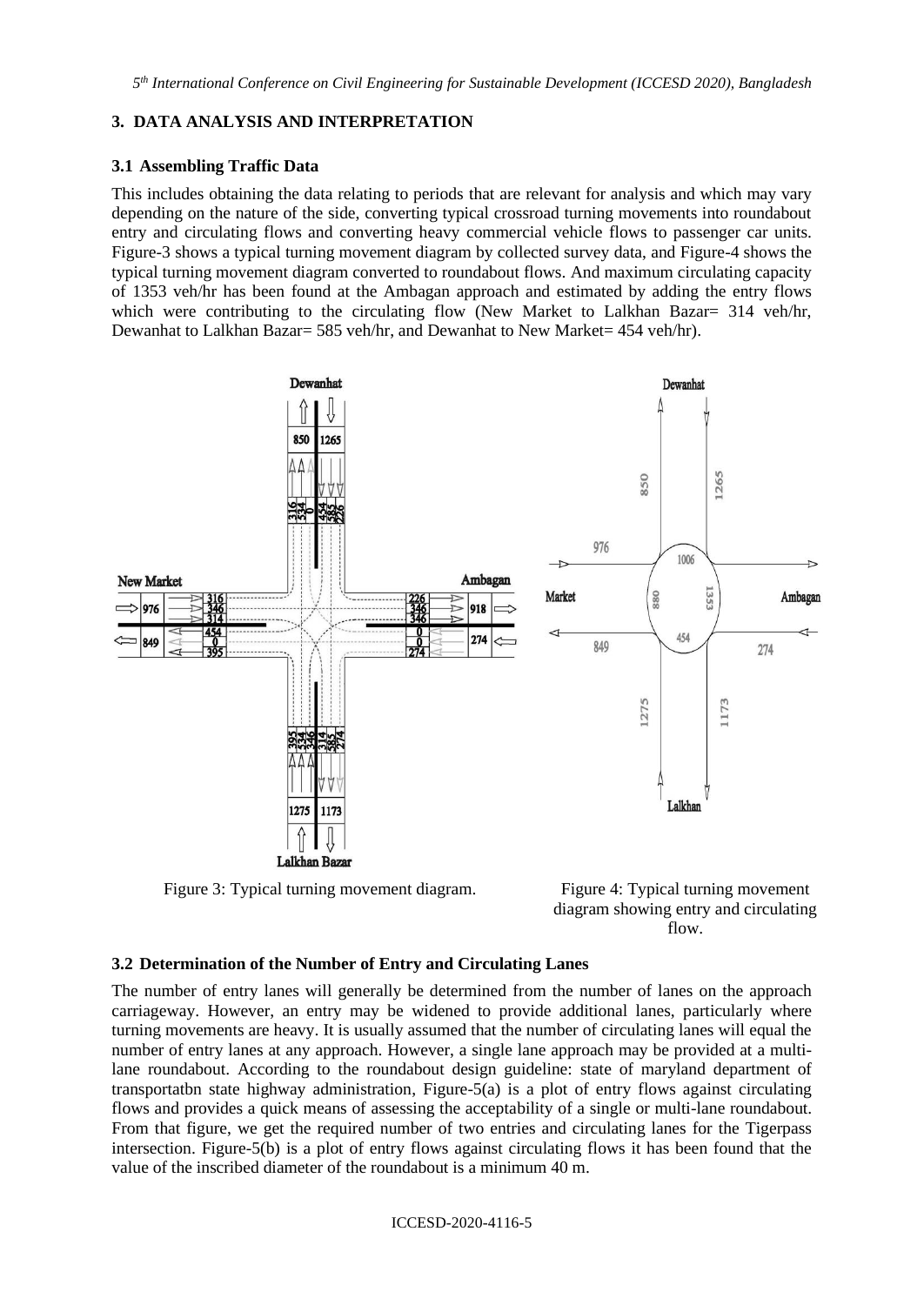## 3. DATA ANALYSIS AND INTERPRETATION

### 3.1 Assembling Traffic Data

This includes obtaining the data relating to periods that are relevant for analysis and which may vary depending on the nature of the side, converting typical crossroad turning movements into roundabout entry and circulating flows and converting heavy commercial vehicle flows to passenger car units. Figure-3 shows a typical turning movement diagram by collected survey data, and Figure-4 shows the typical turning movement diagram converted to roundabout flows. And maximum circulating capacity of 1353 veh/hr has been found at the Ambagan approach and estimated by adding the entry flows which were contributing to the circulating flow (New Market to Lalkhan Bazar= 314 veh/hr, Dewanhat to Lalkhan Bazar= 585 veh/hr, and Dewanhat to New Market= 454 veh/hr).

Figure 3: Typical turning movement diagram.

Figure 4: Typical turning movement diagram showing entry and circulating flow.

### 3.2 Determination of the Number of Entry and Circulating Lanes

The number of entry lanes will generally be determined from the number of lanes on the approach carriageway. However, an entry may be widened to provide additional lanes, particularly where turning movements are heavy. It is usually assumed that the number of circulating lanes will equal the number of entry lanes at any approach. However, a single lane approach may be provided at a multi-lane roundabout. According to the roundabout design guideline: state of maryland department of transportatbn state highway administration, Figure-5(a) is a plot of entry flows against circulating flows and provides a quick means of assessing the acceptability of a single or multi-lane roundabout. From that figure, we get the required number of two entries and circulating lanes for the Tigerpass intersection. Figure-5(b) is a plot of entry flows against circulating flows it has been found that the value of the inscribed diameter of the roundabout is a minimum 40 m.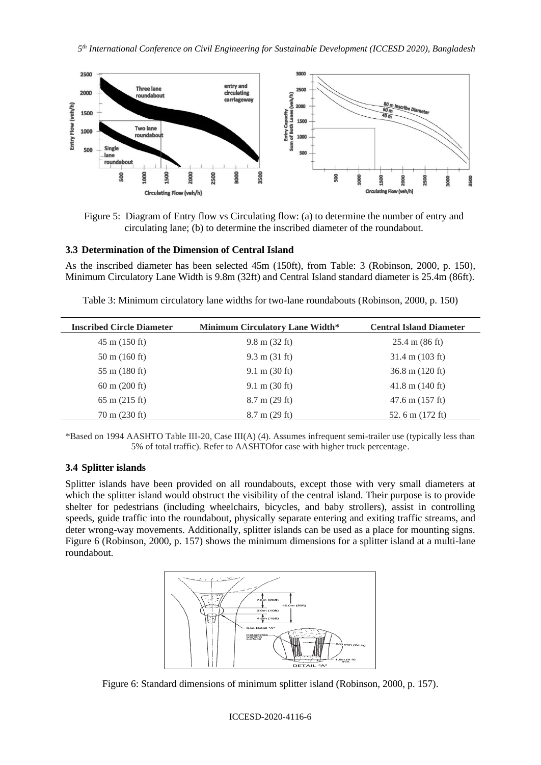Figure 5: Diagram of Entry flow vs Circulating flow: (a) to determine the number of entry and circulating lane; (b) to determine the inscribed diameter of the roundabout.

### 3.3 Determination of the Dimension of Central Island

As the inscribed diameter has been selected 45m (150ft), from Table: 3 (Robinson, 2000, p. 150), Minimum Circulatory Lane Width is 9.8m (32ft) and Central Island standard diameter is 25.4m (86ft).

Table 3: Minimum circulatory lane widths for two-lane roundabouts (Robinson, 2000, p. 150)

| Inscribed Circle Diameter | Minimum Circulatory Lane Width* | Central Island Diameter |
|---|---|---|
| 45 m (150 ft) | 9.8 m (32 ft) | 25.4 m (86 ft) |
| 50 m (160 ft) | 9.3 m (31 ft) | 31.4 m (103 ft) |
| 55 m (180 ft) | 9.1 m (30 ft) | 36.8 m (120 ft) |
| 60 m (200 ft) | 9.1 m (30 ft) | 41.8 m (140 ft) |
| 65 m (215 ft) | 8.7 m (29 ft) | 47.6 m (157 ft) |
| 70 m (230 ft) | 8.7 m (29 ft) | 52. 6 m (172 ft) |

*Based on 1994 AASHTO Table III-20, Case III(A) (4). Assumes infrequent semi-trailer use (typically less than 5% of total traffic). Refer to AASHTOfor case with higher truck percentage.

### 3.4 Splitter islands

Splitter islands have been provided on all roundabouts, except those with very small diameters at which the splitter island would obstruct the visibility of the central island. Their purpose is to provide shelter for pedestrians (including wheelchairs, bicycles, and baby strollers), assist in controlling speeds, guide traffic into the roundabout, physically separate entering and exiting traffic streams, and deter wrong-way movements. Additionally, splitter islands can be used as a place for mounting signs. Figure 6 (Robinson, 2000, p. 157) shows the minimum dimensions for a splitter island at a multi-lane roundabout.

Figure 6: Standard dimensions of minimum splitter island (Robinson, 2000, p. 157).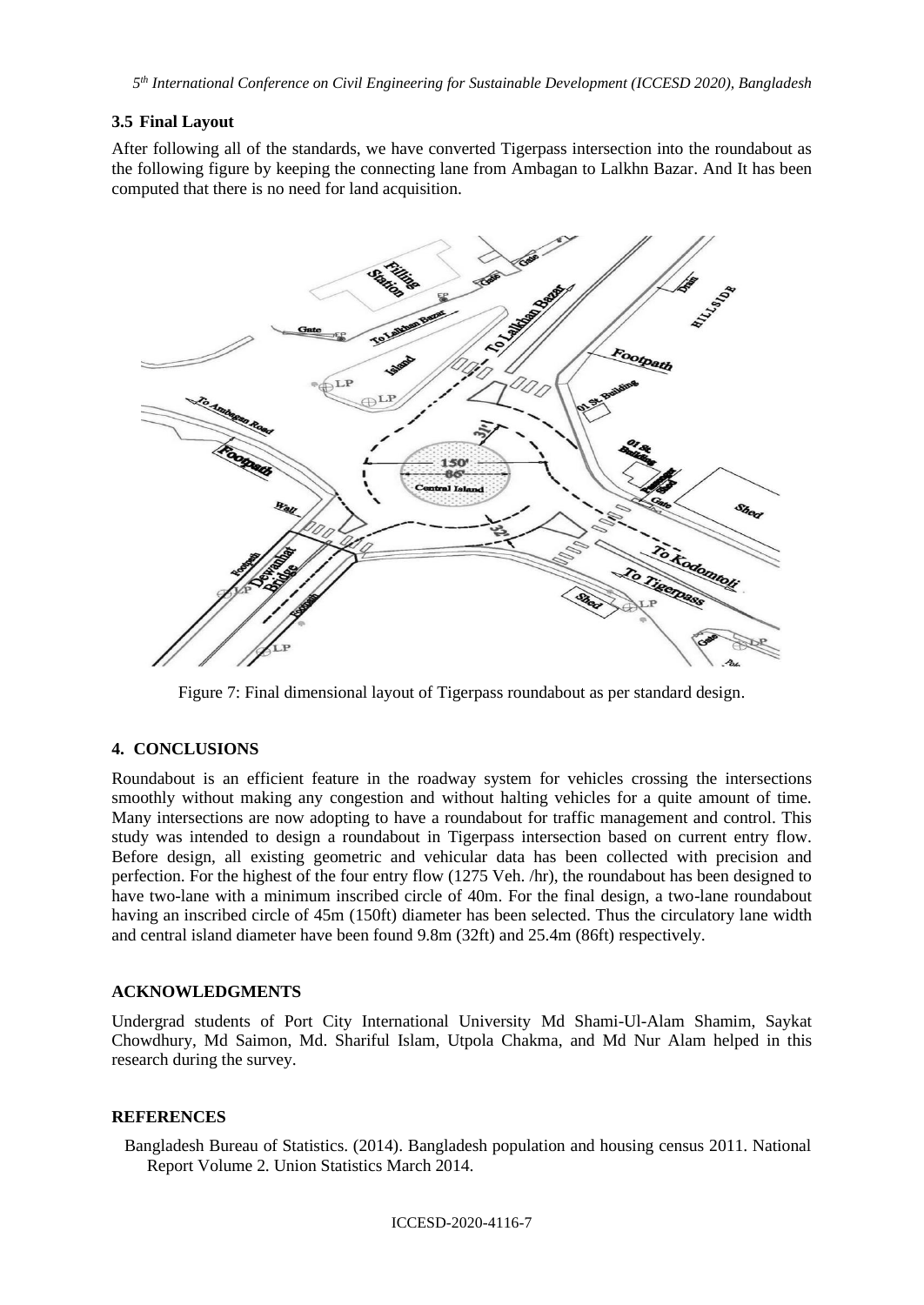### 3.5 Final Layout

After following all of the standards, we have converted Tigerpass intersection into the roundabout as the following figure by keeping the connecting lane from Ambagan to Lalkhn Bazar. And It has been computed that there is no need for land acquisition.

Figure 7: Final dimensional layout of Tigerpass roundabout as per standard design.

## 4. CONCLUSIONS

Roundabout is an efficient feature in the roadway system for vehicles crossing the intersections smoothly without making any congestion and without halting vehicles for a quite amount of time. Many intersections are now adopting to have a roundabout for traffic management and control. This study was intended to design a roundabout in Tigerpass intersection based on current entry flow. Before design, all existing geometric and vehicular data has been collected with precision and perfection. For the highest of the four entry flow (1275 Veh. /hr), the roundabout has been designed to have two-lane with a minimum inscribed circle of 40m. For the final design, a two-lane roundabout having an inscribed circle of 45m (150ft) diameter has been selected. Thus the circulatory lane width and central island diameter have been found 9.8m (32ft) and 25.4m (86ft) respectively.

## ACKNOWLEDGMENTS

Undergrad students of Port City International University Md Shami-Ul-Alam Shamim, Saykat Chowdhury, Md Saimon, Md. Shariful Islam, Utpola Chakma, and Md Nur Alam helped in this research during the survey.

## REFERENCES

Bangladesh Bureau of Statistics. (2014). Bangladesh population and housing census 2011. National Report Volume 2. Union Statistics March 2014.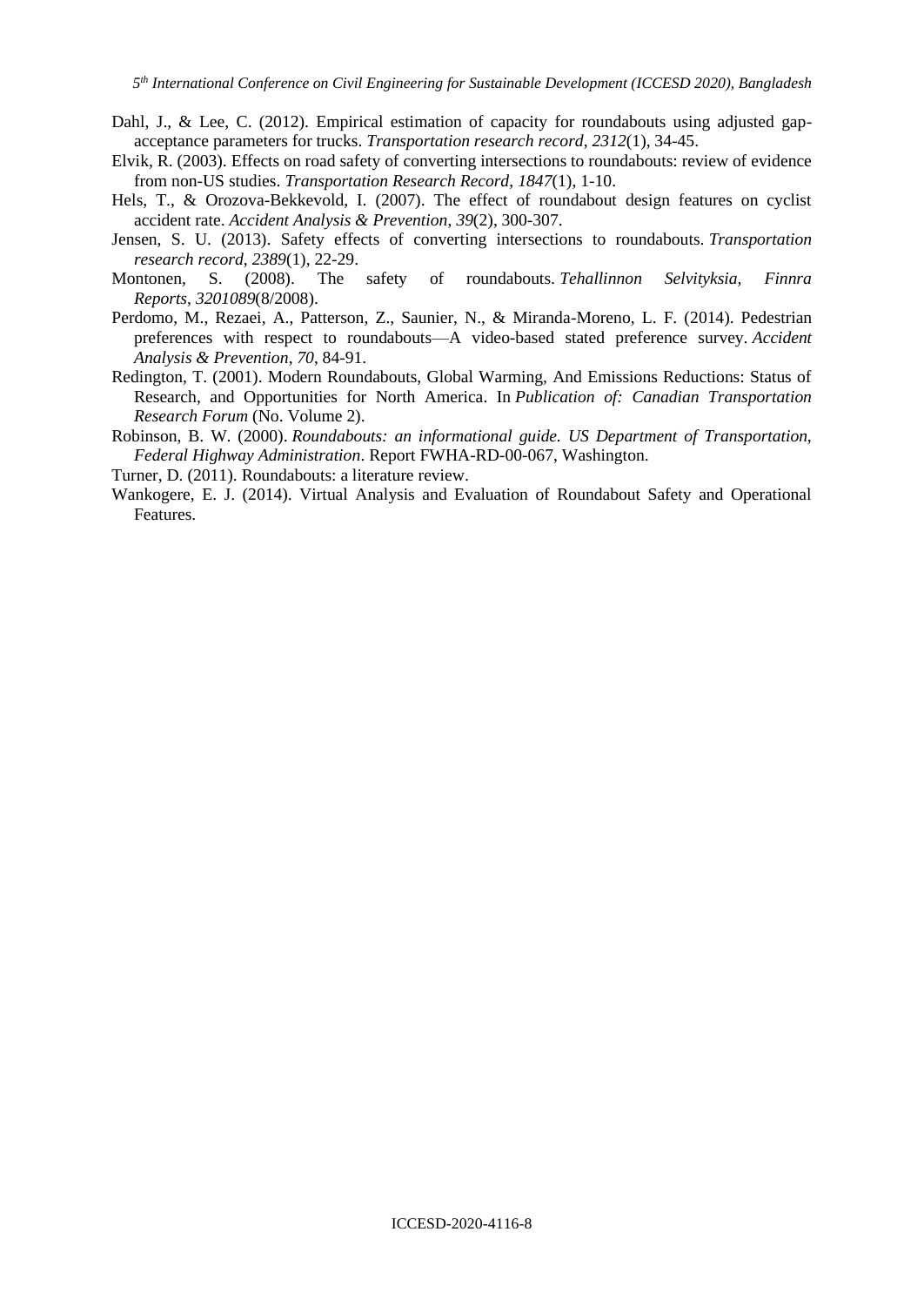Dahl, J., & Lee, C. (2012). Empirical estimation of capacity for roundabouts using adjusted gap-acceptance parameters for trucks. *Transportation research record*, *2312*(1), 34-45.

Elvik, R. (2003). Effects on road safety of converting intersections to roundabouts: review of evidence from non-US studies. *Transportation Research Record*, *1847*(1), 1-10.

Hels, T., & Orozova-Bekkevold, I. (2007). The effect of roundabout design features on cyclist accident rate. *Accident Analysis & Prevention*, *39*(2), 300-307.

Jensen, S. U. (2013). Safety effects of converting intersections to roundabouts. *Transportation research record*, *2389*(1), 22-29.

Montonen, S. (2008). The safety of roundabouts. *Tehallinnon Selvityksia, Finnra Reports*, *3201089*(8/2008).

Perdomo, M., Rezaei, A., Patterson, Z., Saunier, N., & Miranda-Moreno, L. F. (2014). Pedestrian preferences with respect to roundabouts—A video-based stated preference survey. *Accident Analysis & Prevention*, *70*, 84-91.

Redington, T. (2001). Modern Roundabouts, Global Warming, And Emissions Reductions: Status of Research, and Opportunities for North America. In *Publication of: Canadian Transportation Research Forum* (No. Volume 2).

Robinson, B. W. (2000). *Roundabouts: an informational guide. US Department of Transportation, Federal Highway Administration*. Report FWHA-RD-00-067, Washington.

Turner, D. (2011). Roundabouts: a literature review.

Wankogere, E. J. (2014). Virtual Analysis and Evaluation of Roundabout Safety and Operational Features.